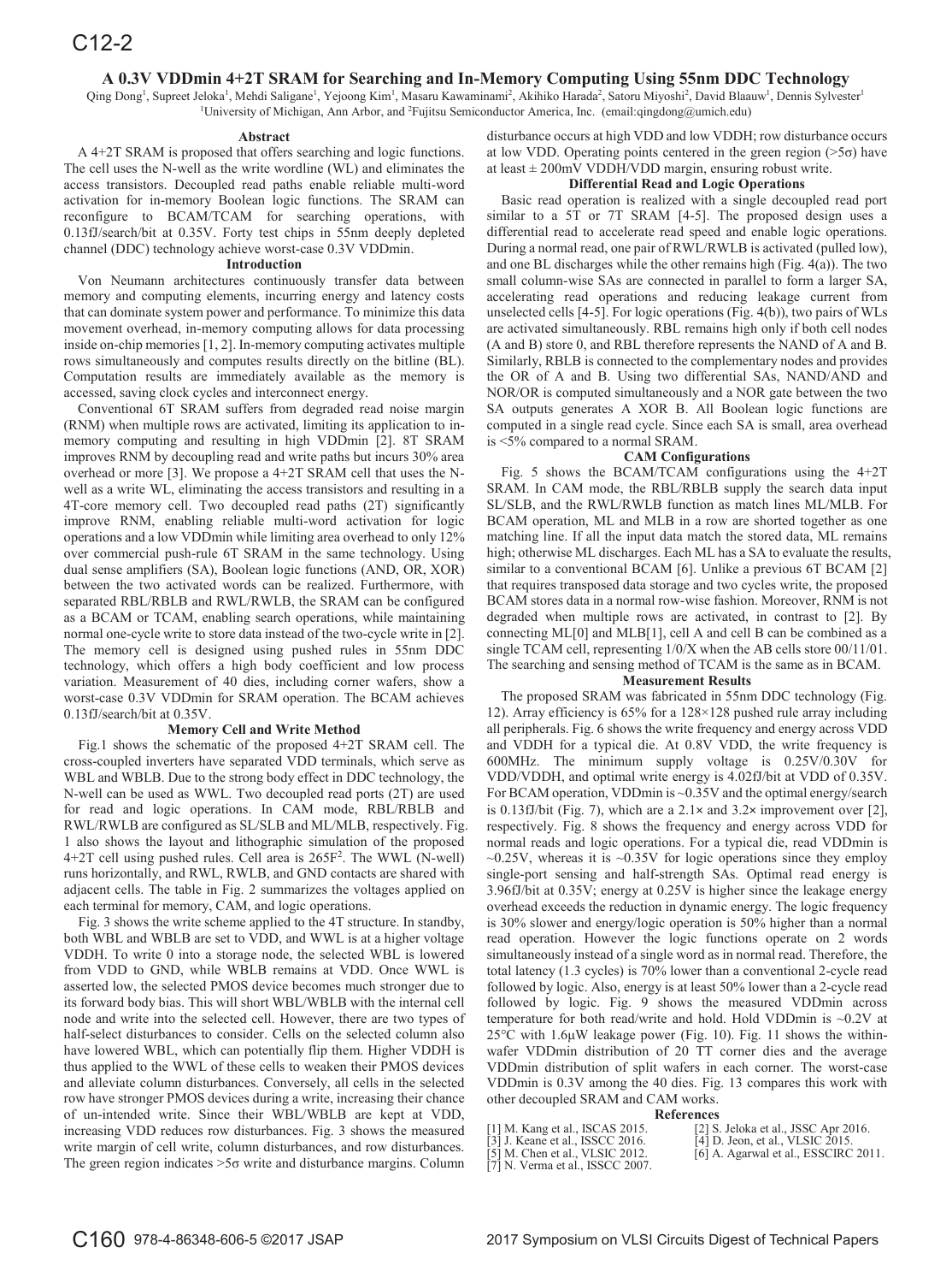# A 0.3V VDDmin 4+2T SRAM for Searching and In-Memory Computing Using 55nm DDC Technology

Qing Dong[1], Supreet Jeloka[1], Mehdi Saligane[1], Yejoong Kim[1], Masaru Kawaminami[2], Akihiko Harada[2], Satoru Miyoshi[2], David Blaauw[1], Dennis Sylvester[1]

[1]University of Michigan, Ann Arbor, and [2]Fujitsu Semiconductor America, Inc. (email:qingdong@umich.edu)

## Abstract

A 4+2T SRAM is proposed that offers searching and logic functions. The cell uses the N-well as the write wordline (WL) and eliminates the access transistors. Decoupled read paths enable reliable multi-word activation for in-memory Boolean logic functions. The SRAM can reconfigure to BCAM/TCAM for searching operations, with 0.13fJ/search/bit at 0.35V. Forty test chips in 55nm deeply depleted channel (DDC) technology achieve worst-case 0.3V VDDmin.

## Introduction

Von Neumann architectures continuously transfer data between memory and computing elements, incurring energy and latency costs that can dominate system power and performance. To minimize this data movement overhead, in-memory computing allows for data processing inside on-chip memories [1, 2]. In-memory computing activates multiple rows simultaneously and computes results directly on the bitline (BL). Computation results are immediately available as the memory is accessed, saving clock cycles and interconnect energy.

Conventional 6T SRAM suffers from degraded read noise margin (RNM) when multiple rows are activated, limiting its application to in-memory computing and resulting in high VDDmin [2]. 8T SRAM improves RNM by decoupling read and write paths but incurs 30% area overhead or more [3]. We propose a 4+2T SRAM cell that uses the N-well as a write WL, eliminating the access transistors and resulting in a 4T-core memory cell. Two decoupled read paths (2T) significantly improve RNM, enabling reliable multi-word activation for logic operations and a low VDDmin while limiting area overhead to only 12% over commercial push-rule 6T SRAM in the same technology. Using dual sense amplifiers (SA), Boolean logic functions (AND, OR, XOR) between the two activated words can be realized. Furthermore, with separated RBL/RBLB and RWL/RWLB, the SRAM can be configured as a BCAM or TCAM, enabling search operations, while maintaining normal one-cycle write to store data instead of the two-cycle write in [2]. The memory cell is designed using pushed rules in 55nm DDC technology, which offers a high body coefficient and low process variation. Measurement of 40 dies, including corner wafers, show a worst-case 0.3V VDDmin for SRAM operation. The BCAM achieves 0.13fJ/search/bit at 0.35V.

## Memory Cell and Write Method

Fig.1 shows the schematic of the proposed 4+2T SRAM cell. The cross-coupled inverters have separated VDD terminals, which serve as WBL and WBLB. Due to the strong body effect in DDC technology, the N-well can be used as WWL. Two decoupled read ports (2T) are used for read and logic operations. In CAM mode, RBL/RBLB and RWL/RWLB are configured as SL/SLB and ML/MLB, respectively. Fig. 1 also shows the layout and lithographic simulation of the proposed 4+2T cell using pushed rules. Cell area is 265F$^2$. The WWL (N-well) runs horizontally, and RWL, RWLB, and GND contacts are shared with adjacent cells. The table in Fig. 2 summarizes the voltages applied on each terminal for memory, CAM, and logic operations.

Fig. 3 shows the write scheme applied to the 4T structure. In standby, both WBL and WBLB are set to VDD, and WWL is at a higher voltage VDDH. To write 0 into a storage node, the selected WBL is lowered from VDD to GND, while WBLB remains at VDD. Once WWL is asserted low, the selected PMOS device becomes much stronger due to its forward body bias. This will short WBL/WBLB with the internal cell node and write into the selected cell. However, there are two types of half-select disturbances to consider. Cells on the selected column also have lowered WBL, which can potentially flip them. Higher VDDH is thus applied to the WWL of these cells to weaken their PMOS devices and alleviate column disturbances. Conversely, all cells in the selected row have stronger PMOS devices during a write, increasing their chance of un-intended write. Since their WBL/WBLB are kept at VDD, increasing VDD reduces row disturbances. Fig. 3 shows the measured write margin of cell write, column disturbances, and row disturbances. The green region indicates >5σ write and disturbance margins. Column disturbance occurs at high VDD and low VDDH; row disturbance occurs at low VDD. Operating points centered in the green region (>5σ) have at least ± 200mV VDDH/VDD margin, ensuring robust write.

## Differential Read and Logic Operations

Basic read operation is realized with a single decoupled read port similar to a 5T or 7T SRAM [4-5]. The proposed design uses a differential read to accelerate read speed and enable logic operations. During a normal read, one pair of RWL/RWLB is activated (pulled low), and one BL discharges while the other remains high (Fig. 4(a)). The two small column-wise SAs are connected in parallel to form a larger SA, accelerating read operations and reducing leakage current from unselected cells [4-5]. For logic operations (Fig. 4(b)), two pairs of WLs are activated simultaneously. RBL remains high only if both cell nodes (A and B) store 0, and RBL therefore represents the NAND of A and B. Similarly, RBLB is connected to the complementary nodes and provides the OR of A and B. Using two differential SAs, NAND/AND and NOR/OR is computed simultaneously and a NOR gate between the two SA outputs generates A XOR B. All Boolean logic functions are computed in a single read cycle. Since each SA is small, area overhead is <5% compared to a normal SRAM.

## CAM Configurations

Fig. 5 shows the BCAM/TCAM configurations using the 4+2T SRAM. In CAM mode, the RBL/RBLB supply the search data input SL/SLB, and the RWL/RWLB function as match lines ML/MLB. For BCAM operation, ML and MLB in a row are shorted together as one matching line. If all the input data match the stored data, ML remains high; otherwise ML discharges. Each ML has a SA to evaluate the results, similar to a conventional BCAM [6]. Unlike a previous 6T BCAM [2] that requires transposed data storage and two cycles write, the proposed BCAM stores data in a normal row-wise fashion. Moreover, RNM is not degraded when multiple rows are activated, in contrast to [2]. By connecting ML[0] and MLB[1], cell A and cell B can be combined as a single TCAM cell, representing 1/0/X when the AB cells store 00/11/01. The searching and sensing method of TCAM is the same as in BCAM.

## Measurement Results

The proposed SRAM was fabricated in 55nm DDC technology (Fig. 12). Array efficiency is 65% for a 128×128 pushed rule array including all peripherals. Fig. 6 shows the write frequency and energy across VDD and VDDH for a typical die. At 0.8V VDD, the write frequency is 600MHz. The minimum supply voltage is 0.25V/0.30V for VDD/VDDH, and optimal write energy is 4.02fJ/bit at VDD of 0.35V. For BCAM operation, VDDmin is ~0.35V and the optimal energy/search is 0.13fJ/bit (Fig. 7), which are a 2.1× and 3.2× improvement over [2], respectively. Fig. 8 shows the frequency and energy across VDD for normal reads and logic operations. For a typical die, read VDDmin is ~0.25V, whereas it is ~0.35V for logic operations since they employ single-port sensing and half-strength SAs. Optimal read energy is 3.96fJ/bit at 0.35V; energy at 0.25V is higher since the leakage energy overhead exceeds the reduction in dynamic energy. The logic frequency is 30% slower and energy/logic operation is 50% higher than a normal read operation. However the logic functions operate on 2 words simultaneously instead of a single word as in normal read. Therefore, the total latency (1.3 cycles) is 70% lower than a conventional 2-cycle read followed by logic. Also, energy is at least 50% lower than a 2-cycle read followed by logic. Fig. 9 shows the measured VDDmin across temperature for both read/write and hold. Hold VDDmin is ~0.2V at 25°C with 1.6μW leakage power (Fig. 10). Fig. 11 shows the within-wafer VDDmin distribution of 20 TT corner dies and the average VDDmin distribution of split wafers in each corner. The worst-case VDDmin is 0.3V among the 40 dies. Fig. 13 compares this work with other decoupled SRAM and CAM works.

## References

[1] M. Kang et al., ISCAS 2015.
[2] S. Jeloka et al., JSSC Apr 2016.
[3] J. Keane et al., ISSCC 2016.
[4] D. Jeon, et al., VLSIC 2015.
[5] M. Chen et al., VLSIC 2012.
[6] A. Agarwal et al., ESSCIRC 2011.
[7] N. Verma et al., ISSCC 2007.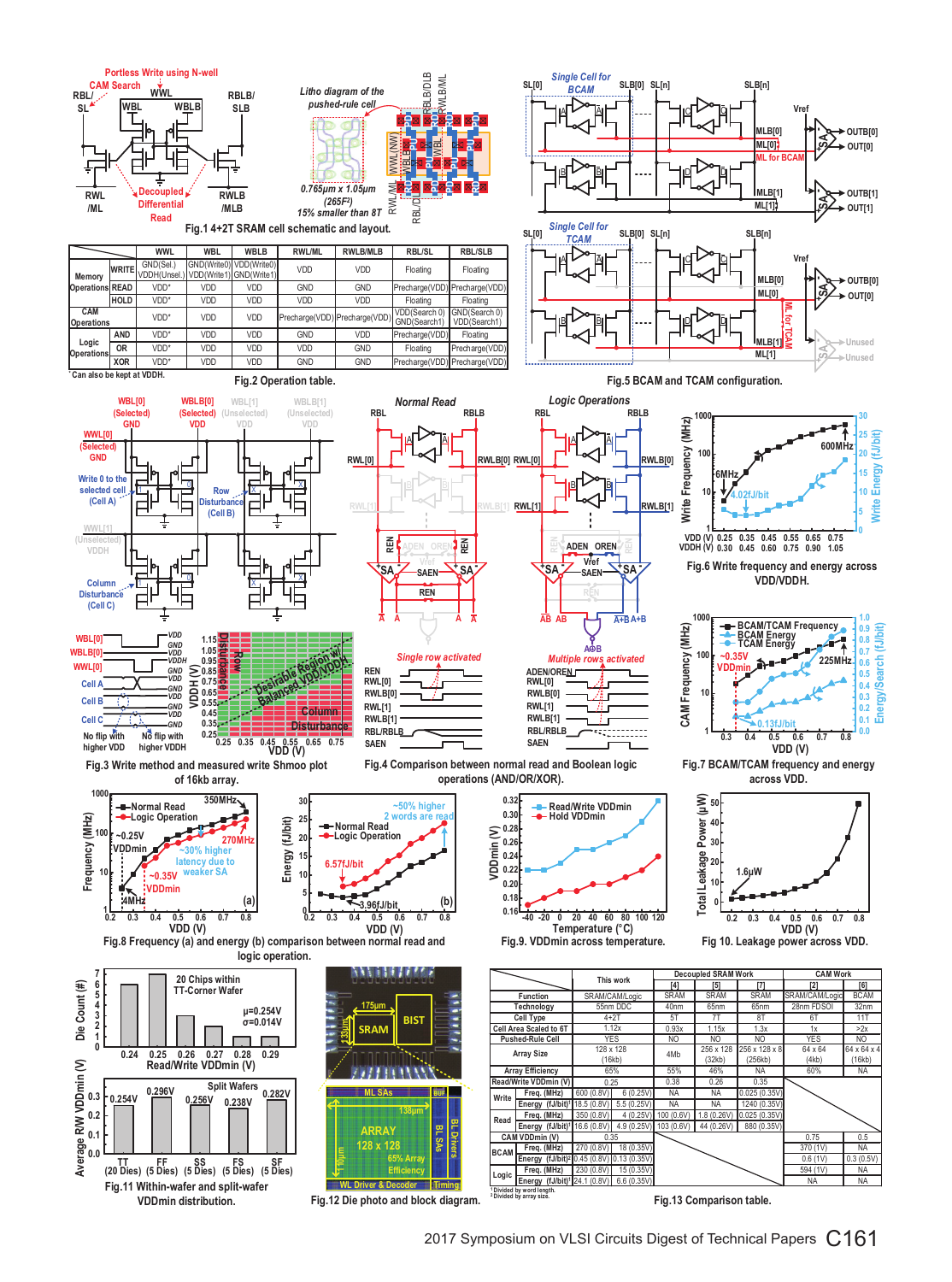Portless Write using N-well CAM Search

RBL/SL WWL WBL WBLB RBLB/SLB

RWL/ML Decoupled Differential Read RWLB/MLB

Litho diagram of the pushed-rule cell

0.765μm x 1.05μm (265F²) 15% smaller than 8T

Fig.1 4+2T SRAM cell schematic and layout.

| | | WWL | WBL | WBLB | RWL/ML | RWLB/MLB | RBL/SL | RBL/SLB |
|---|---|---|---|---|---|---|---|---|
| Memory Operations | WRITE | GND(Sel.) VDDH(Unsel.) | GND(Write0) VDD(Write1) | VDD(Write0) GND(Write1) | VDD | VDD | Floating | Floating |
| | READ | VDD* | VDD | VDD | GND | GND | Precharge(VDD) | Precharge(VDD) |
| | HOLD | VDD* | VDD | VDD | VDD | VDD | Floating | Floating |
| CAM Operations | | VDD* | VDD | VDD | Precharge(VDD) | Precharge(VDD) | VDD(Search 0) GND(Search1) | GND(Search 0) VDD(Search1) |
| Logic Operations | AND | VDD* | VDD | VDD | GND | VDD | Precharge(VDD) | Floating |
| | OR | VDD* | VDD | VDD | VDD | GND | Floating | Precharge(VDD) |
| | XOR | VDD* | VDD | VDD | GND | GND | Precharge(VDD) | Precharge(VDD) |

*Can also be kept at VDDH.

Fig.2 Operation table.

Single Cell for BCAM

SL[0] SLB[0] SL[n] SLB[n] Vref MLB[0] ML[0] ML for BCAM MLB[1] ML[1] SA OUTB[0] OUT[0] OUTB[1] OUT[1]

Single Cell for TCAM

SL[0] SLB[0] SL[n] SLB[n] Vref MLB[0] ML[0] ML for TCAM MLB[1] ML[1] SA OUTB[0] OUT[0] Unused Unused

Fig.5 BCAM and TCAM configuration.

WBL[0] (Selected) GND; WBLB[0] (Selected) VDD; WBL[1] (Unselected) VDD; WBLB[1] (Unselected) VDD

WWL[0] (Selected) GND; Write 0 to the selected cell (Cell A); Row Disturbance (Cell B); WWL[1] (Unselected) VDDH; Column Disturbance (Cell C)

WBL[0] WBLB[0] WWL[0] Cell A Cell B Cell C VDD GND VDDH

No flip with higher VDD; No flip with higher VDDH

VDDH (V) 1.15 1.05 0.95 0.85 0.75 0.65 0.55 0.45 0.35 0.25

VDD (V) 0.25 0.35 0.45 0.55 0.65 0.75

Row Disturbance; Desirable Region w/ Balanced VDD/VDDH; Column Disturbance

Fig.3 Write method and measured write Shmoo plot of 16kb array.

Normal Read: RBL RBLB RWL[0] RWLB[0] RWL[1] RWLB[1] REN ADEN OREN SA SAEN Vref REN A Ā

Single row activated

REN RWL[0] RWLB[0] RWL[1] RWLB[1] RBL/RBLB SAEN

Logic Operations: RBL RBLB RWL[0] RWLB[0] RWL[1] RWLB[1] REN ADEN OREN Vref SAEN SA REN AB AB A+B A+B A⊕B

Multiple rows activated

ADEN/OREN RWL[0] RWLB[0] RWL[1] RWLB[1] RBL/RBLB SAEN

Fig.4 Comparison between normal read and Boolean logic operations (AND/OR/XOR).

Write Frequency (MHz) 1000 100 10 1; Write Energy (fJ/bit) 30 25 20 15 10 5 0

600MHz; 6MHz; 4.02fJ/bit

VDD (V) 0.25 0.35 0.45 0.55 0.65 0.75

VDDH (V) 0.30 0.45 0.60 0.75 0.90 1.05

Fig.6 Write frequency and energy across VDD/VDDH.

CAM Frequency (MHz) 1000 100 10 1; Energy/Search (fJ/bit) 1.0 0.9 0.8 0.7 0.6 0.5 0.4 0.3 0.2 0.1 0.0

BCAM/TCAM Frequency; BCAM Energy; TCAM Energy

~0.35V VDDmin; 225MHz; 0.13fJ/bit

VDD (V) 0.3 0.4 0.5 0.6 0.7 0.8

Fig.7 BCAM/TCAM frequency and energy across VDD.

Frequency (MHz) 1000 100 10 1

Normal Read; Logic Operation; 350MHz; ~0.25V VDDmin; 270MHz; ~30% higher latency due to weaker SA; ~0.35V VDDmin; 4MHz; (a)

VDD (V) 0.2 0.3 0.4 0.5 0.6 0.7 0.8

Energy (fJ/bit) 30 25 20 15 10 5 0

~50% higher 2 words are read; Normal Read; Logic Operation; 6.57fJ/bit; 3.96fJ/bit; (b)

VDD (V) 0.2 0.3 0.4 0.5 0.6 0.7 0.8

Fig.8 Frequency (a) and energy (b) comparison between normal read and logic operation.

VDDmin (V) 0.32 0.30 0.28 0.26 0.24 0.22 0.20 0.18 0.16

Read/Write VDDmin; Hold VDDmin

Temperature (°C) -40 -20 0 20 40 60 80 100 120

Fig.9. VDDmin across temperature.

Total Leakage Power (μW) 50 40 30 20 10 0

1.6μW

VDD (V) 0.2 0.3 0.4 0.5 0.6 0.7 0.8

Fig 10. Leakage power across VDD.

Die Count (#) 7 6 5 4 3 2 1 0

20 Chips within TT-Corner Wafer

μ=0.254V σ=0.014V

0.24 0.25 0.26 0.27 0.28 0.29

Read/Write VDDmin (V)

Average R/W VDDmin (V) 0.3 0.2 0.1 0.0

Split Wafers

0.254V 0.296V 0.256V 0.238V 0.282V

TT (20 Dies) FF (5 Dies) SS (5 Dies) FS (5 Dies) SF (5 Dies)

Fig.11 Within-wafer and split-wafer VDDmin distribution.

175μm 130μm SRAM BIST

ML SAs BUF 138μm ARRAY 128 x 128 65% Array Efficiency 110μm BL SAs BL Drivers WL Driver & Decoder Timing

Fig.12 Die photo and block diagram.

| | | This work | | Decoupled SRAM Work | | | CAM Work | |
|---|---|---|---|---|---|---|---|---|
| | | | | [4] | [5] | [7] | [2] | [6] |
| Function | | SRAM/CAM/Logic | | SRAM | SRAM | SRAM | SRAM/CAM/Logic | BCAM |
| Technology | | 55nm DDC | | 40nm | 65nm | 65nm | 28nm FDSOI | 32nm |
| Cell Type | | 4+2T | | 5T | 7T | 8T | 6T | 11T |
| Cell Area Scaled to 6T | | 1.12x | | 0.93x | 1.15x | 1.3x | 1x | >2x |
| Pushed-Rule Cell | | YES | | NO | NO | NO | YES | NO |
| Array Size | | 128 x 128 (16kb) | | 4Mb | 256 x 128 (32kb) | 256 x 128 x 8 (256kb) | 64 x 64 (4kb) | 64 x 64 x 4 (16kb) |
| Array Efficiency | | 65% | | 55% | 46% | NA | 60% | NA |
| Read/Write VDDmin (V) | | 0.25 | | 0.38 | 0.26 | 0.35 | | |
| Write | Freq. (MHz) | 600 (0.8V) | 6 (0.25V) | NA | NA | 0.025 (0.35V) | | |
| | Energy (fJ/bit)¹ | 18.5 (0.8V) | 5.5 (0.25V) | NA | NA | NA | | |
| Read | Freq. (MHz) | 350 (0.8V) | 4 (0.25V) | 100 (0.6V) | 1.8 (0.26V) | 0.025 (0.35V) | | |
| | Energy (fJ/bit)¹ | 16.6 (0.8V) | 4.9 (0.25V) | 103 (0.6V) | 44 (0.26V) | 880 (0.35V) | | |
| CAM VDDmin (V) | | 0.35 | | | | | 0.75 | 0.5 |
| BCAM | Freq. (MHz) | 270 (0.8V) | 18 (0.35V) | | | | NA | NA |
| | Energy (fJ/bit)² | 0.45 (0.8V) | 0.13 (0.35V) | | | | 370 (1V) | NA |
| | | | | | | | 0.6 (1V) | 0.3 (0.5V) |
| Logic | Freq. (MHz) | 230 (0.8V) | 15 (0.35V) | | | | 594 (1V) | NA |
| | Energy (fJ/bit)¹ | 24.1 (0.8V) | 6.6 (0.35V) | | | | NA | NA |

¹Divided by word length.
²Divided by array size.

Fig.13 Comparison table.